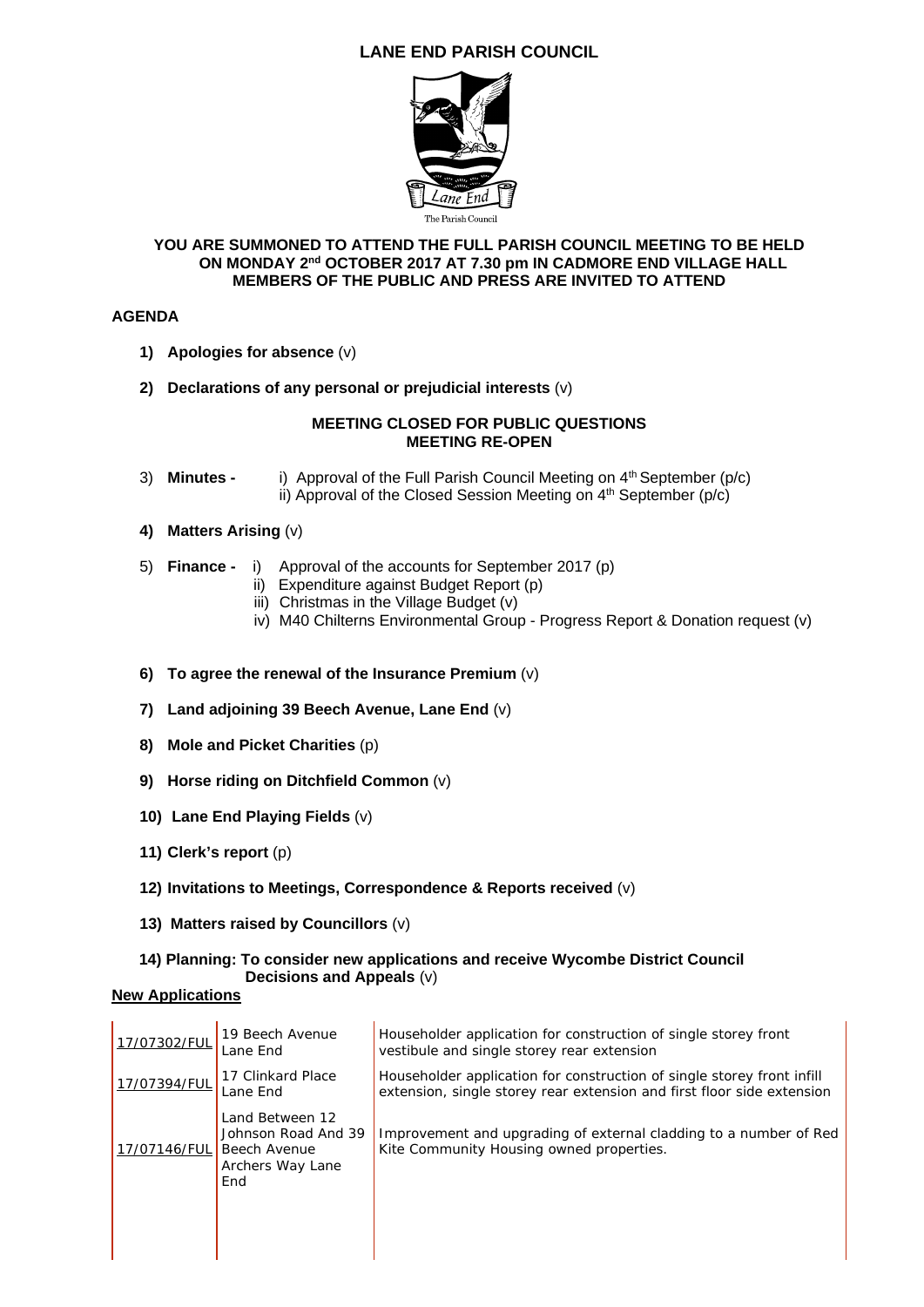# LANE END PARISH COUNCIL

The Parish Council

**YOU ARE SUMMONED TO ATTEND THE FULL PARISH COUNCIL MEETING TO BE HELD ON MONDAY 2nd OCTOBER 2017 AT 7.30 pm IN CADMORE END VILLAGE HALL MEMBERS OF THE PUBLIC AND PRESS ARE INVITED TO ATTEND**

## AGENDA

1) **Apologies for absence** (v)

2) **Declarations of any personal or prejudicial interests** (v)

**MEETING CLOSED FOR PUBLIC QUESTIONS**
**MEETING RE-OPEN**

3) **Minutes -** i) Approval of the Full Parish Council Meeting on 4th September (p/c)
ii) Approval of the Closed Session Meeting on 4th September (p/c)

4) **Matters Arising** (v)

5) **Finance -** i) Approval of the accounts for September 2017 (p)
ii) Expenditure against Budget Report (p)
iii) Christmas in the Village Budget (v)
iv) M40 Chilterns Environmental Group - Progress Report & Donation request (v)

6) **To agree the renewal of the Insurance Premium** (v)

7) **Land adjoining 39 Beech Avenue, Lane End** (v)

8) **Mole and Picket Charities** (p)

9) **Horse riding on Ditchfield Common** (v)

10) **Lane End Playing Fields** (v)

11) **Clerk's report** (p)

12) **Invitations to Meetings, Correspondence & Reports received** (v)

13) **Matters raised by Councillors** (v)

14) **Planning: To consider new applications and receive Wycombe District Council Decisions and Appeals** (v)

**New Applications**

| | | |
|---|---|---|
| 17/07302/FUL | 19 Beech Avenue Lane End | Householder application for construction of single storey front vestibule and single storey rear extension |
| 17/07394/FUL | 17 Clinkard Place Lane End | Householder application for construction of single storey front infill extension, single storey rear extension and first floor side extension |
| 17/07146/FUL | Land Between 12 Johnson Road And 39 Beech Avenue Archers Way Lane End | Improvement and upgrading of external cladding to a number of Red Kite Community Housing owned properties. |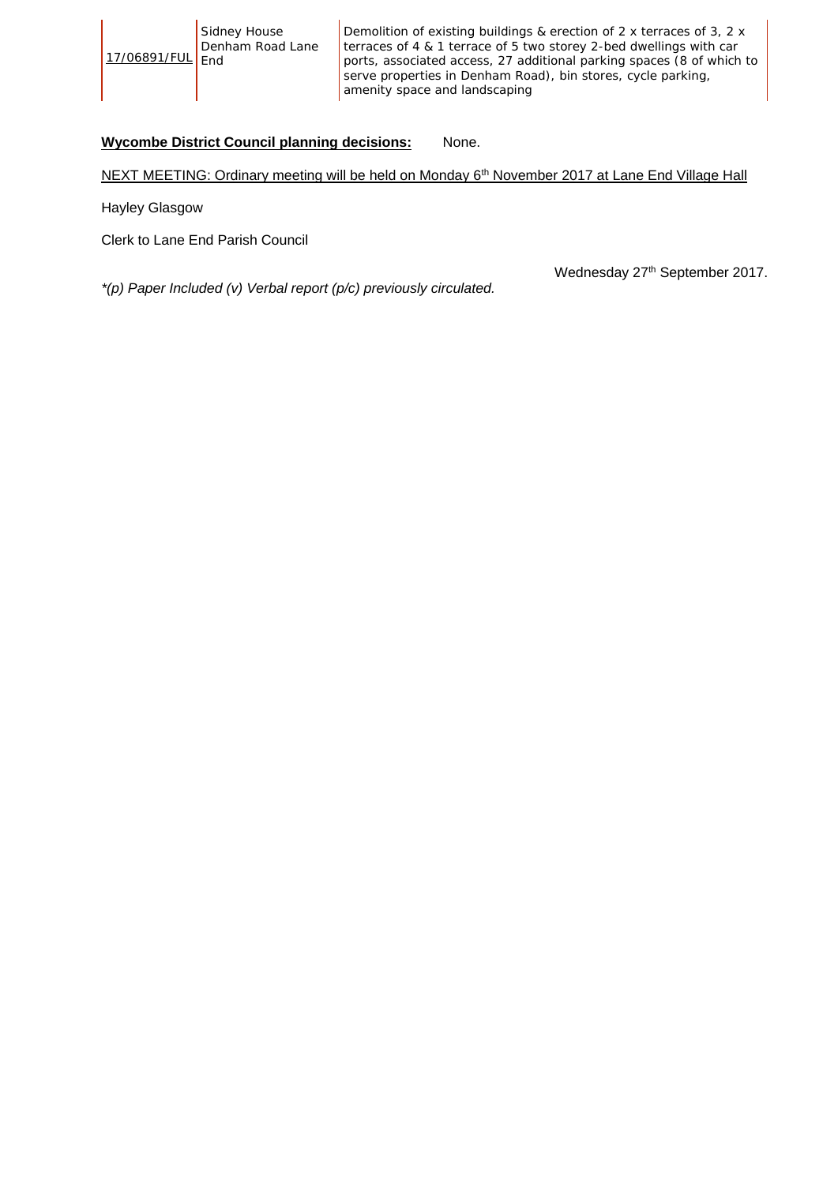| | | |
|---|---|---|
| 17/06891/FUL | Sidney House Denham Road Lane End | Demolition of existing buildings & erection of 2 x terraces of 3, 2 x terraces of 4 & 1 terrace of 5 two storey 2-bed dwellings with car ports, associated access, 27 additional parking spaces (8 of which to serve properties in Denham Road), bin stores, cycle parking, amenity space and landscaping |

**Wycombe District Council planning decisions:** None.

NEXT MEETING: Ordinary meeting will be held on Monday 6th November 2017 at Lane End Village Hall

Hayley Glasgow

Clerk to Lane End Parish Council

Wednesday 27th September 2017.

*\*(p) Paper Included (v) Verbal report (p/c) previously circulated.*